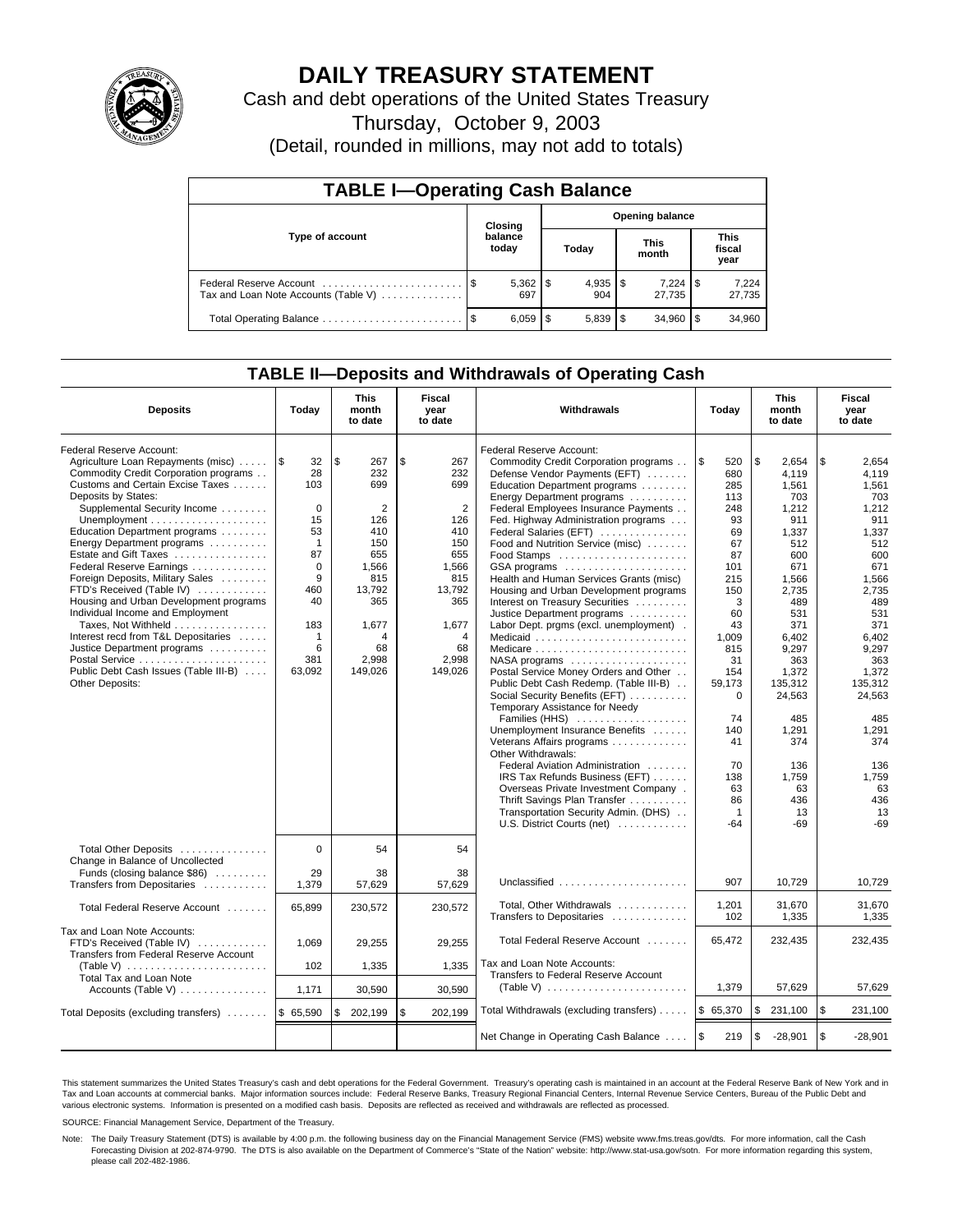# DAILY TREASURY STATEMENT

Cash and debt operations of the United States Treasury

Thursday, October 9, 2003

(Detail, rounded in millions, may not add to totals)

| TABLE I—Operating Cash Balance | | | | |
|---|---|---|---|---|
| Type of account | Closing balance today | Opening balance | | |
| | | Today | This month | This fiscal year |
| Federal Reserve Account | $ 5,362 | $ 4,935 | $ 7,224 | $ 7,224 |
| Tax and Loan Note Accounts (Table V) | 697 | 904 | 27,735 | 27,735 |
| Total Operating Balance | $ 6,059 | $ 5,839 | $ 34,960 | $ 34,960 |

## TABLE II—Deposits and Withdrawals of Operating Cash

| Deposits | Today | This month to date | Fiscal year to date | Withdrawals | Today | This month to date | Fiscal year to date |
|---|---|---|---|---|---|---|---|
| Federal Reserve Account: | | | | Federal Reserve Account: | | | |
| Agriculture Loan Repayments (misc) | $ 32 | $ 267 | $ 267 | Commodity Credit Corporation programs | $ 520 | $ 2,654 | $ 2,654 |
| Commodity Credit Corporation programs | 28 | 232 | 232 | Defense Vendor Payments (EFT) | 680 | 4,119 | 4,119 |
| Customs and Certain Excise Taxes | 103 | 699 | 699 | Education Department programs | 285 | 1,561 | 1,561 |
| Deposits by States: | | | | Energy Department programs | 113 | 703 | 703 |
| Supplemental Security Income | 0 | 2 | 2 | Federal Employees Insurance Payments | 248 | 1,212 | 1,212 |
| Unemployment | 15 | 126 | 126 | Fed. Highway Administration programs | 93 | 911 | 911 |
| Education Department programs | 53 | 410 | 410 | Federal Salaries (EFT) | 69 | 1,337 | 1,337 |
| Energy Department programs | 1 | 150 | 150 | Food and Nutrition Service (misc) | 67 | 512 | 512 |
| Estate and Gift Taxes | 87 | 655 | 655 | Food Stamps | 87 | 600 | 600 |
| Federal Reserve Earnings | 0 | 1,566 | 1,566 | GSA programs | 101 | 671 | 671 |
| Foreign Deposits, Military Sales | 9 | 815 | 815 | Health and Human Services Grants (misc) | 215 | 1,566 | 1,566 |
| FTD's Received (Table IV) | 460 | 13,792 | 13,792 | Housing and Urban Development programs | 150 | 2,735 | 2,735 |
| Housing and Urban Development programs | 40 | 365 | 365 | Interest on Treasury Securities | 3 | 489 | 489 |
| Individual Income and Employment | | | | Justice Department programs | 60 | 531 | 531 |
| Taxes, Not Withheld | 183 | 1,677 | 1,677 | Labor Dept. prgms (excl. unemployment) | 43 | 371 | 371 |
| Interest recd from T&L Depositaries | 1 | 4 | 4 | Medicaid | 1,009 | 6,402 | 6,402 |
| Justice Department programs | 6 | 68 | 68 | Medicare | 815 | 9,297 | 9,297 |
| Postal Service | 381 | 2,998 | 2,998 | NASA programs | 31 | 363 | 363 |
| Public Debt Cash Issues (Table III-B) | 63,092 | 149,026 | 149,026 | Postal Service Money Orders and Other | 154 | 1,372 | 1,372 |
| Other Deposits: | | | | Public Debt Cash Redemp. (Table III-B) | 59,173 | 135,312 | 135,312 |
| | | | | Social Security Benefits (EFT) | 0 | 24,563 | 24,563 |
| | | | | Temporary Assistance for Needy Families (HHS) | 74 | 485 | 485 |
| | | | | Unemployment Insurance Benefits | 140 | 1,291 | 1,291 |
| | | | | Veterans Affairs programs | 41 | 374 | 374 |
| | | | | Other Withdrawals: | | | |
| | | | | Federal Aviation Administration | 70 | 136 | 136 |
| | | | | IRS Tax Refunds Business (EFT) | 138 | 1,759 | 1,759 |
| | | | | Overseas Private Investment Company | 63 | 63 | 63 |
| | | | | Thrift Savings Plan Transfer | 86 | 436 | 436 |
| | | | | Transportation Security Admin. (DHS) | 1 | 13 | 13 |
| | | | | U.S. District Courts (net) | -64 | -69 | -69 |
| Total Other Deposits | 0 | 54 | 54 | | | | |
| Change in Balance of Uncollected Funds (closing balance $86) | 29 | 38 | 38 | | | | |
| Transfers from Depositaries | 1,379 | 57,629 | 57,629 | Unclassified | 907 | 10,729 | 10,729 |
| Total Federal Reserve Account | 65,899 | 230,572 | 230,572 | Total, Other Withdrawals | 1,201 | 31,670 | 31,670 |
| | | | | Transfers to Depositaries | 102 | 1,335 | 1,335 |
| Tax and Loan Note Accounts: | | | | | | | |
| FTD's Received (Table IV) | 1,069 | 29,255 | 29,255 | Total Federal Reserve Account | 65,472 | 232,435 | 232,435 |
| Transfers from Federal Reserve Account (Table V) | 102 | 1,335 | 1,335 | Tax and Loan Note Accounts: | | | |
| Total Tax and Loan Note Accounts (Table V) | 1,171 | 30,590 | 30,590 | Transfers to Federal Reserve Account (Table V) | 1,379 | 57,629 | 57,629 |
| Total Deposits (excluding transfers) | $ 65,590 | $ 202,199 | $ 202,199 | Total Withdrawals (excluding transfers) | $ 65,370 | $ 231,100 | $ 231,100 |
| | | | | Net Change in Operating Cash Balance | $ 219 | $ -28,901 | $ -28,901 |

This statement summarizes the United States Treasury's cash and debt operations for the Federal Government. Treasury's operating cash is maintained in an account at the Federal Reserve Bank of New York and in Tax and Loan accounts at commercial banks. Major information sources include: Federal Reserve Banks, Treasury Regional Financial Centers, Internal Revenue Service Centers, Bureau of the Public Debt and various electronic systems. Information is presented on a modified cash basis. Deposits are reflected as received and withdrawals are reflected as processed.

SOURCE: Financial Management Service, Department of the Treasury.

Note: The Daily Treasury Statement (DTS) is available by 4:00 p.m. the following business day on the Financial Management Service (FMS) website www.fms.treas.gov/dts. For more information, call the Cash Forecasting Division at 202-874-9790. The DTS is also available on the Department of Commerce's "State of the Nation" website: http://www.stat-usa.gov/sotn. For more information regarding this system, please call 202-482-1986.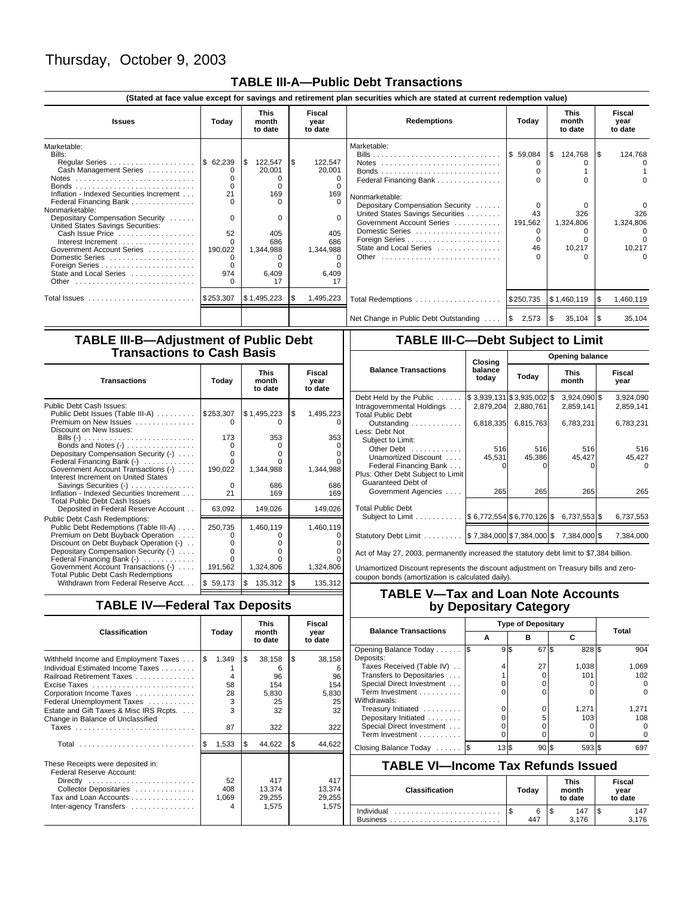Thursday, October 9, 2003

## TABLE III-A—Public Debt Transactions

(Stated at face value except for savings and retirement plan securities which are stated at current redemption value)

| Issues | Today | This month to date | Fiscal year to date |
|---|---|---|---|
| Marketable: | | | |
| Bills: | | | |
| Regular Series | $ 62,239 | $ 122,547 | $ 122,547 |
| Cash Management Series | 0 | 20,001 | 20,001 |
| Notes | 0 | 0 | 0 |
| Bonds | 0 | 0 | 0 |
| Inflation - Indexed Securities Increment | 21 | 169 | 169 |
| Federal Financing Bank | 0 | 0 | 0 |
| Nonmarketable: | | | |
| Depositary Compensation Security | 0 | 0 | 0 |
| United States Savings Securities: | | | |
| Cash Issue Price | 52 | 405 | 405 |
| Interest Increment | 0 | 686 | 686 |
| Government Account Series | 190,022 | 1,344,988 | 1,344,988 |
| Domestic Series | 0 | 0 | 0 |
| Foreign Series | 0 | 0 | 0 |
| State and Local Series | 974 | 6,409 | 6,409 |
| Other | 0 | 17 | 17 |
| Total Issues | $253,307 | $1,495,223 | $ 1,495,223 |

| Redemptions | Today | This month to date | Fiscal year to date |
|---|---|---|---|
| Marketable: | | | |
| Bills | $ 59,084 | $ 124,768 | $ 124,768 |
| Notes | 0 | 0 | 0 |
| Bonds | 0 | 1 | 1 |
| Federal Financing Bank | 0 | 0 | 0 |
| Nonmarketable: | | | |
| Depositary Compensation Security | 0 | 0 | 0 |
| United States Savings Securities | 43 | 326 | 326 |
| Government Account Series | 191,562 | 1,324,806 | 1,324,806 |
| Domestic Series | 0 | 0 | 0 |
| Foreign Series | 0 | 0 | 0 |
| State and Local Series | 46 | 10,217 | 10,217 |
| Other | 0 | 0 | 0 |
| Total Redemptions | $250,735 | $1,460,119 | $ 1,460,119 |
| Net Change in Public Debt Outstanding | $ 2,573 | $ 35,104 | $ 35,104 |

## TABLE III-B—Adjustment of Public Debt Transactions to Cash Basis

| Transactions | Today | This month to date | Fiscal year to date |
|---|---|---|---|
| Public Debt Cash Issues: | | | |
| Public Debt Issues (Table III-A) | $253,307 | $1,495,223 | $ 1,495,223 |
| Premium on New Issues | 0 | 0 | 0 |
| Discount on New Issues: | | | |
| Bills (-) | 173 | 353 | 353 |
| Bonds and Notes (-) | 0 | 0 | 0 |
| Depositary Compensation Security (-) | 0 | 0 | 0 |
| Federal Financing Bank (-) | 0 | 0 | 0 |
| Government Account Transactions (-) | 190,022 | 1,344,988 | 1,344,988 |
| Interest Increment on United States Savings Securities (-) | 0 | 686 | 686 |
| Inflation - Indexed Securities Increment | 21 | 169 | 169 |
| Total Public Debt Cash Issues Deposited in Federal Reserve Account | 63,092 | 149,026 | 149,026 |
| Public Debt Cash Redemptions: | | | |
| Public Debt Redemptions (Table III-A) | 250,735 | 1,460,119 | 1,460,119 |
| Premium on Debt Buyback Operation | 0 | 0 | 0 |
| Discount on Debt Buyback Operation (-) | 0 | 0 | 0 |
| Depositary Compensation Security (-) | 0 | 0 | 0 |
| Federal Financing Bank (-) | 0 | 0 | 0 |
| Government Account Transactions (-) | 191,562 | 1,324,806 | 1,324,806 |
| Total Public Debt Cash Redemptions Withdrawn from Federal Reserve Acct. | $ 59,173 | $ 135,312 | $ 135,312 |

## TABLE III-C—Debt Subject to Limit

| Balance Transactions | Closing balance today | Opening balance Today | Opening balance This month | Opening balance Fiscal year |
|---|---|---|---|---|
| Debt Held by the Public | $ 3,939,131 | $ 3,935,002 | $ 3,924,090 | $ 3,924,090 |
| Intragovernmental Holdings | 2,879,204 | 2,880,761 | 2,859,141 | 2,859,141 |
| Total Public Debt Outstanding | 6,818,335 | 6,815,763 | 6,783,231 | 6,783,231 |
| Less: Debt Not Subject to Limit: | | | | |
| Other Debt | 516 | 516 | 516 | 516 |
| Unamortized Discount | 45,531 | 45,386 | 45,427 | 45,427 |
| Federal Financing Bank | 0 | 0 | 0 | 0 |
| Plus: Other Debt Subject to Limit Guaranteed Debt of Government Agencies | 265 | 265 | 265 | 265 |
| Total Public Debt Subject to Limit | $ 6,772,554 | $ 6,770,126 | $ 6,737,553 | $ 6,737,553 |
| Statutory Debt Limit | $ 7,384,000 | $ 7,384,000 | $ 7,384,000 | $ 7,384,000 |

Act of May 27, 2003, permanently increased the statutory debt limit to $7,384 billion.

Unamortized Discount represents the discount adjustment on Treasury bills and zero-coupon bonds (amortization is calculated daily).

## TABLE IV—Federal Tax Deposits

| Classification | Today | This month to date | Fiscal year to date |
|---|---|---|---|
| Withheld Income and Employment Taxes | $ 1,349 | $ 38,158 | $ 38,158 |
| Individual Estimated Income Taxes | 1 | 6 | 6 |
| Railroad Retirement Taxes | 4 | 96 | 96 |
| Excise Taxes | 58 | 154 | 154 |
| Corporation Income Taxes | 28 | 5,830 | 5,830 |
| Federal Unemployment Taxes | 3 | 25 | 25 |
| Estate and Gift Taxes & Misc IRS Rcpts. | 3 | 32 | 32 |
| Change in Balance of Unclassified Taxes | 87 | 322 | 322 |
| Total | $ 1,533 | $ 44,622 | $ 44,622 |
| These Receipts were deposited in: | | | |
| Federal Reserve Account: | | | |
| Directly | 52 | 417 | 417 |
| Collector Depositaries | 408 | 13,374 | 13,374 |
| Tax and Loan Accounts | 1,069 | 29,255 | 29,255 |
| Inter-agency Transfers | 4 | 1,575 | 1,575 |

## TABLE V—Tax and Loan Note Accounts by Depositary Category

| Balance Transactions | Type of Depositary A | B | C | Total |
|---|---|---|---|---|
| Opening Balance Today | $ 9 | $ 67 | $ 828 | $ 904 |
| Deposits: | | | | |
| Taxes Received (Table IV) | 4 | 27 | 1,038 | 1,069 |
| Transfers to Depositaries | 1 | 0 | 101 | 102 |
| Special Direct Investment | 0 | 0 | 0 | 0 |
| Term Investment | 0 | 0 | 0 | 0 |
| Withdrawals: | | | | |
| Treasury Initiated | 0 | 0 | 1,271 | 1,271 |
| Depositary Initiated | 0 | 5 | 103 | 108 |
| Special Direct Investment | 0 | 0 | 0 | 0 |
| Term Investment | 0 | 0 | 0 | 0 |
| Closing Balance Today | $ 13 | $ 90 | $ 593 | $ 697 |

## TABLE VI—Income Tax Refunds Issued

| Classification | Today | This month to date | Fiscal year to date |
|---|---|---|---|
| Individual | $ 6 | $ 147 | $ 147 |
| Business | 447 | 3,176 | 3,176 |